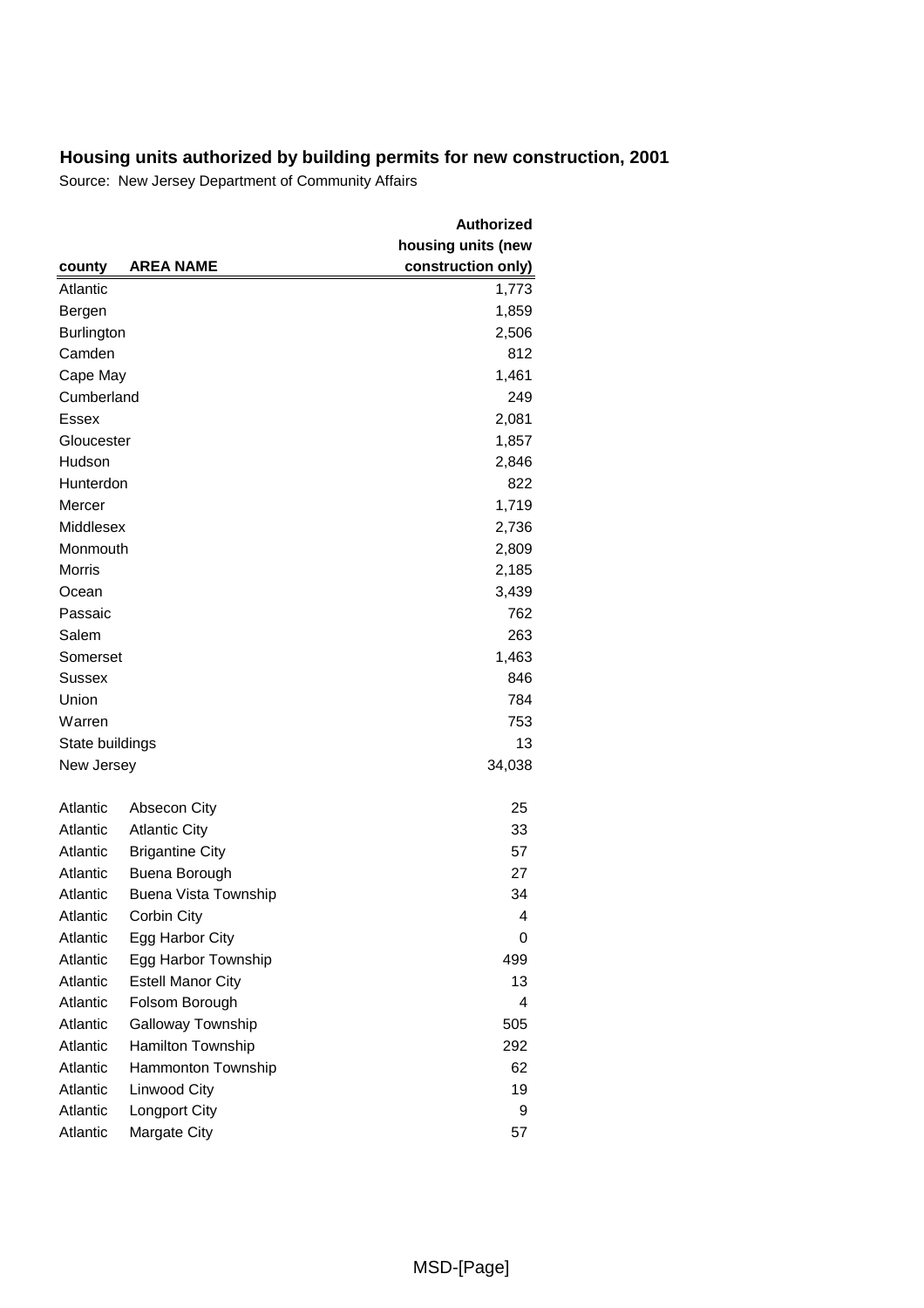## Housing units authorized by building permits for new construction, 2001

Source: New Jersey Department of Community Affairs

| county | AREA NAME | Authorized housing units (new construction only) |
|---|---|---|
| Atlantic | | 1,773 |
| Bergen | | 1,859 |
| Burlington | | 2,506 |
| Camden | | 812 |
| Cape May | | 1,461 |
| Cumberland | | 249 |
| Essex | | 2,081 |
| Gloucester | | 1,857 |
| Hudson | | 2,846 |
| Hunterdon | | 822 |
| Mercer | | 1,719 |
| Middlesex | | 2,736 |
| Monmouth | | 2,809 |
| Morris | | 2,185 |
| Ocean | | 3,439 |
| Passaic | | 762 |
| Salem | | 263 |
| Somerset | | 1,463 |
| Sussex | | 846 |
| Union | | 784 |
| Warren | | 753 |
| State buildings | | 13 |
| New Jersey | | 34,038 |
| | | |
| Atlantic | Absecon City | 25 |
| Atlantic | Atlantic City | 33 |
| Atlantic | Brigantine City | 57 |
| Atlantic | Buena Borough | 27 |
| Atlantic | Buena Vista Township | 34 |
| Atlantic | Corbin City | 4 |
| Atlantic | Egg Harbor City | 0 |
| Atlantic | Egg Harbor Township | 499 |
| Atlantic | Estell Manor City | 13 |
| Atlantic | Folsom Borough | 4 |
| Atlantic | Galloway Township | 505 |
| Atlantic | Hamilton Township | 292 |
| Atlantic | Hammonton Township | 62 |
| Atlantic | Linwood City | 19 |
| Atlantic | Longport City | 9 |
| Atlantic | Margate City | 57 |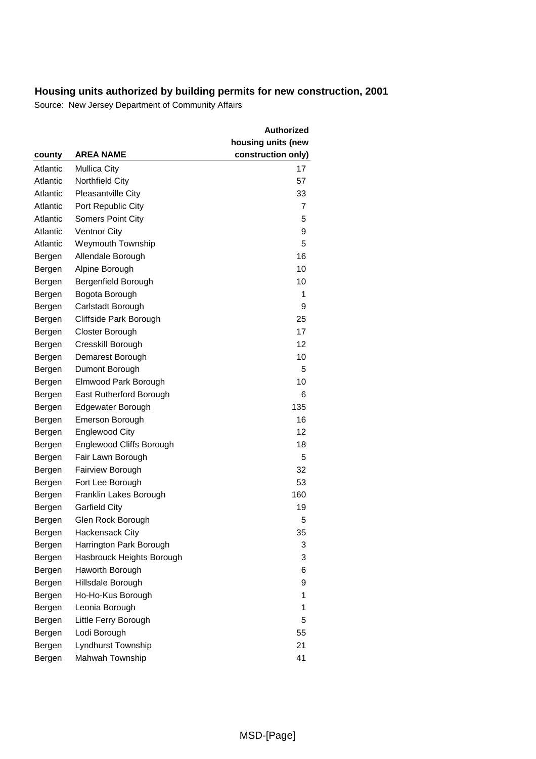## Housing units authorized by building permits for new construction, 2001

Source: New Jersey Department of Community Affairs

| county | AREA NAME | Authorized housing units (new construction only) |
|---|---|---|
| Atlantic | Mullica City | 17 |
| Atlantic | Northfield City | 57 |
| Atlantic | Pleasantville City | 33 |
| Atlantic | Port Republic City | 7 |
| Atlantic | Somers Point City | 5 |
| Atlantic | Ventnor City | 9 |
| Atlantic | Weymouth Township | 5 |
| Bergen | Allendale Borough | 16 |
| Bergen | Alpine Borough | 10 |
| Bergen | Bergenfield Borough | 10 |
| Bergen | Bogota Borough | 1 |
| Bergen | Carlstadt Borough | 9 |
| Bergen | Cliffside Park Borough | 25 |
| Bergen | Closter Borough | 17 |
| Bergen | Cresskill Borough | 12 |
| Bergen | Demarest Borough | 10 |
| Bergen | Dumont Borough | 5 |
| Bergen | Elmwood Park Borough | 10 |
| Bergen | East Rutherford Borough | 6 |
| Bergen | Edgewater Borough | 135 |
| Bergen | Emerson Borough | 16 |
| Bergen | Englewood City | 12 |
| Bergen | Englewood Cliffs Borough | 18 |
| Bergen | Fair Lawn Borough | 5 |
| Bergen | Fairview Borough | 32 |
| Bergen | Fort Lee Borough | 53 |
| Bergen | Franklin Lakes Borough | 160 |
| Bergen | Garfield City | 19 |
| Bergen | Glen Rock Borough | 5 |
| Bergen | Hackensack City | 35 |
| Bergen | Harrington Park Borough | 3 |
| Bergen | Hasbrouck Heights Borough | 3 |
| Bergen | Haworth Borough | 6 |
| Bergen | Hillsdale Borough | 9 |
| Bergen | Ho-Ho-Kus Borough | 1 |
| Bergen | Leonia Borough | 1 |
| Bergen | Little Ferry Borough | 5 |
| Bergen | Lodi Borough | 55 |
| Bergen | Lyndhurst Township | 21 |
| Bergen | Mahwah Township | 41 |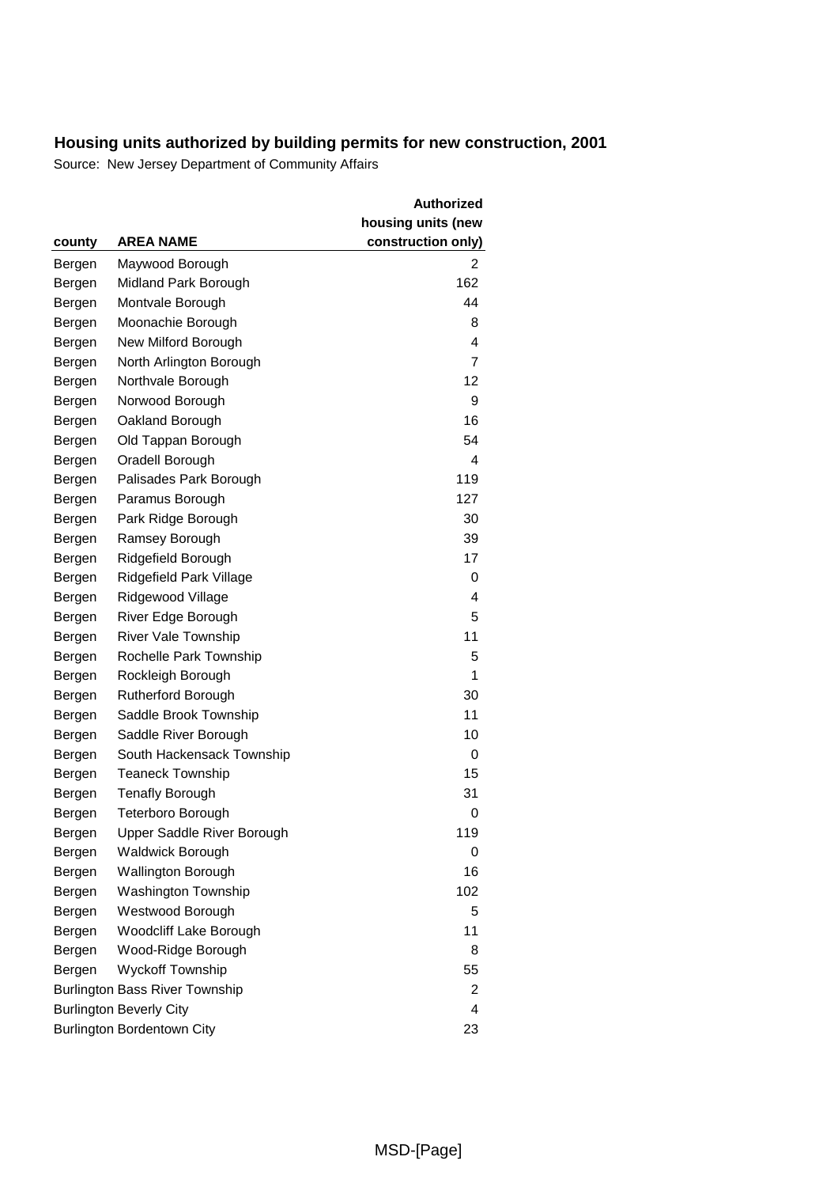# Housing units authorized by building permits for new construction, 2001

Source: New Jersey Department of Community Affairs

| county | AREA NAME | Authorized housing units (new construction only) |
|---|---|---|
| Bergen | Maywood Borough | 2 |
| Bergen | Midland Park Borough | 162 |
| Bergen | Montvale Borough | 44 |
| Bergen | Moonachie Borough | 8 |
| Bergen | New Milford Borough | 4 |
| Bergen | North Arlington Borough | 7 |
| Bergen | Northvale Borough | 12 |
| Bergen | Norwood Borough | 9 |
| Bergen | Oakland Borough | 16 |
| Bergen | Old Tappan Borough | 54 |
| Bergen | Oradell Borough | 4 |
| Bergen | Palisades Park Borough | 119 |
| Bergen | Paramus Borough | 127 |
| Bergen | Park Ridge Borough | 30 |
| Bergen | Ramsey Borough | 39 |
| Bergen | Ridgefield Borough | 17 |
| Bergen | Ridgefield Park Village | 0 |
| Bergen | Ridgewood Village | 4 |
| Bergen | River Edge Borough | 5 |
| Bergen | River Vale Township | 11 |
| Bergen | Rochelle Park Township | 5 |
| Bergen | Rockleigh Borough | 1 |
| Bergen | Rutherford Borough | 30 |
| Bergen | Saddle Brook Township | 11 |
| Bergen | Saddle River Borough | 10 |
| Bergen | South Hackensack Township | 0 |
| Bergen | Teaneck Township | 15 |
| Bergen | Tenafly Borough | 31 |
| Bergen | Teterboro Borough | 0 |
| Bergen | Upper Saddle River Borough | 119 |
| Bergen | Waldwick Borough | 0 |
| Bergen | Wallington Borough | 16 |
| Bergen | Washington Township | 102 |
| Bergen | Westwood Borough | 5 |
| Bergen | Woodcliff Lake Borough | 11 |
| Bergen | Wood-Ridge Borough | 8 |
| Bergen | Wyckoff Township | 55 |
| Burlington | Bass River Township | 2 |
| Burlington | Beverly City | 4 |
| Burlington | Bordentown City | 23 |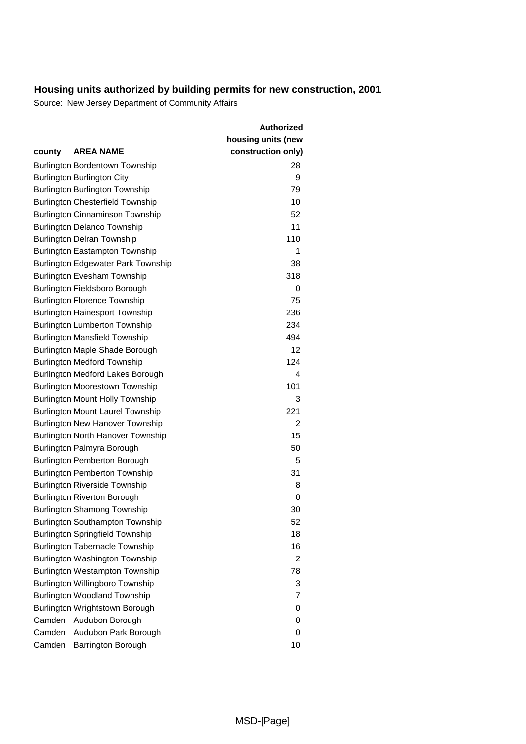## Housing units authorized by building permits for new construction, 2001

Source: New Jersey Department of Community Affairs

| county | AREA NAME | Authorized housing units (new construction only) |
|---|---|---|
| Burlington | Bordentown Township | 28 |
| Burlington | Burlington City | 9 |
| Burlington | Burlington Township | 79 |
| Burlington | Chesterfield Township | 10 |
| Burlington | Cinnaminson Township | 52 |
| Burlington | Delanco Township | 11 |
| Burlington | Delran Township | 110 |
| Burlington | Eastampton Township | 1 |
| Burlington | Edgewater Park Township | 38 |
| Burlington | Evesham Township | 318 |
| Burlington | Fieldsboro Borough | 0 |
| Burlington | Florence Township | 75 |
| Burlington | Hainesport Township | 236 |
| Burlington | Lumberton Township | 234 |
| Burlington | Mansfield Township | 494 |
| Burlington | Maple Shade Borough | 12 |
| Burlington | Medford Township | 124 |
| Burlington | Medford Lakes Borough | 4 |
| Burlington | Moorestown Township | 101 |
| Burlington | Mount Holly Township | 3 |
| Burlington | Mount Laurel Township | 221 |
| Burlington | New Hanover Township | 2 |
| Burlington | North Hanover Township | 15 |
| Burlington | Palmyra Borough | 50 |
| Burlington | Pemberton Borough | 5 |
| Burlington | Pemberton Township | 31 |
| Burlington | Riverside Township | 8 |
| Burlington | Riverton Borough | 0 |
| Burlington | Shamong Township | 30 |
| Burlington | Southampton Township | 52 |
| Burlington | Springfield Township | 18 |
| Burlington | Tabernacle Township | 16 |
| Burlington | Washington Township | 2 |
| Burlington | Westampton Township | 78 |
| Burlington | Willingboro Township | 3 |
| Burlington | Woodland Township | 7 |
| Burlington | Wrightstown Borough | 0 |
| Camden | Audubon Borough | 0 |
| Camden | Audubon Park Borough | 0 |
| Camden | Barrington Borough | 10 |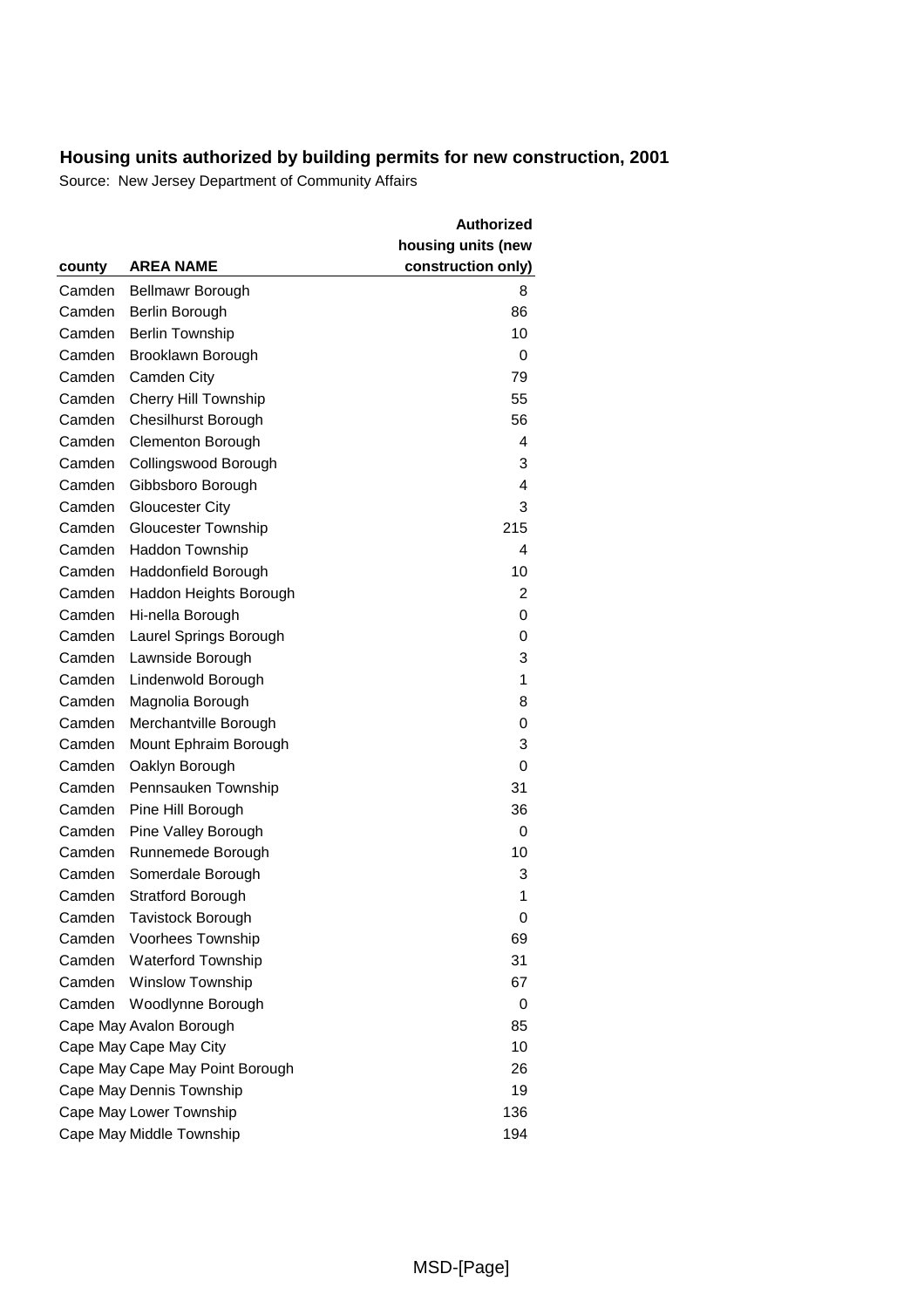## Housing units authorized by building permits for new construction, 2001

Source: New Jersey Department of Community Affairs

| county | AREA NAME | Authorized housing units (new construction only) |
|---|---|---|
| Camden | Bellmawr Borough | 8 |
| Camden | Berlin Borough | 86 |
| Camden | Berlin Township | 10 |
| Camden | Brooklawn Borough | 0 |
| Camden | Camden City | 79 |
| Camden | Cherry Hill Township | 55 |
| Camden | Chesilhurst Borough | 56 |
| Camden | Clementon Borough | 4 |
| Camden | Collingswood Borough | 3 |
| Camden | Gibbsboro Borough | 4 |
| Camden | Gloucester City | 3 |
| Camden | Gloucester Township | 215 |
| Camden | Haddon Township | 4 |
| Camden | Haddonfield Borough | 10 |
| Camden | Haddon Heights Borough | 2 |
| Camden | Hi-nella Borough | 0 |
| Camden | Laurel Springs Borough | 0 |
| Camden | Lawnside Borough | 3 |
| Camden | Lindenwold Borough | 1 |
| Camden | Magnolia Borough | 8 |
| Camden | Merchantville Borough | 0 |
| Camden | Mount Ephraim Borough | 3 |
| Camden | Oaklyn Borough | 0 |
| Camden | Pennsauken Township | 31 |
| Camden | Pine Hill Borough | 36 |
| Camden | Pine Valley Borough | 0 |
| Camden | Runnemede Borough | 10 |
| Camden | Somerdale Borough | 3 |
| Camden | Stratford Borough | 1 |
| Camden | Tavistock Borough | 0 |
| Camden | Voorhees Township | 69 |
| Camden | Waterford Township | 31 |
| Camden | Winslow Township | 67 |
| Camden | Woodlynne Borough | 0 |
| Cape May | Avalon Borough | 85 |
| Cape May | Cape May City | 10 |
| Cape May | Cape May Point Borough | 26 |
| Cape May | Dennis Township | 19 |
| Cape May | Lower Township | 136 |
| Cape May | Middle Township | 194 |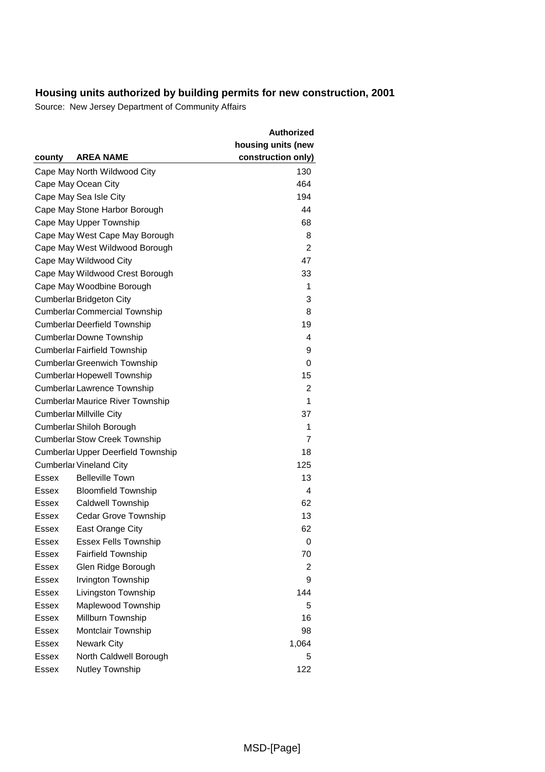## Housing units authorized by building permits for new construction, 2001

Source: New Jersey Department of Community Affairs

| county | AREA NAME | Authorized housing units (new construction only) |
|---|---|---|
| Cape May | North Wildwood City | 130 |
| Cape May | Ocean City | 464 |
| Cape May | Sea Isle City | 194 |
| Cape May | Stone Harbor Borough | 44 |
| Cape May | Upper Township | 68 |
| Cape May | West Cape May Borough | 8 |
| Cape May | West Wildwood Borough | 2 |
| Cape May | Wildwood City | 47 |
| Cape May | Wildwood Crest Borough | 33 |
| Cape May | Woodbine Borough | 1 |
| Cumberlar | Bridgeton City | 3 |
| Cumberlar | Commercial Township | 8 |
| Cumberlar | Deerfield Township | 19 |
| Cumberlar | Downe Township | 4 |
| Cumberlar | Fairfield Township | 9 |
| Cumberlar | Greenwich Township | 0 |
| Cumberlar | Hopewell Township | 15 |
| Cumberlar | Lawrence Township | 2 |
| Cumberlar | Maurice River Township | 1 |
| Cumberlar | Millville City | 37 |
| Cumberlar | Shiloh Borough | 1 |
| Cumberlar | Stow Creek Township | 7 |
| Cumberlar | Upper Deerfield Township | 18 |
| Cumberlar | Vineland City | 125 |
| Essex | Belleville Town | 13 |
| Essex | Bloomfield Township | 4 |
| Essex | Caldwell Township | 62 |
| Essex | Cedar Grove Township | 13 |
| Essex | East Orange City | 62 |
| Essex | Essex Fells Township | 0 |
| Essex | Fairfield Township | 70 |
| Essex | Glen Ridge Borough | 2 |
| Essex | Irvington Township | 9 |
| Essex | Livingston Township | 144 |
| Essex | Maplewood Township | 5 |
| Essex | Millburn Township | 16 |
| Essex | Montclair Township | 98 |
| Essex | Newark City | 1,064 |
| Essex | North Caldwell Borough | 5 |
| Essex | Nutley Township | 122 |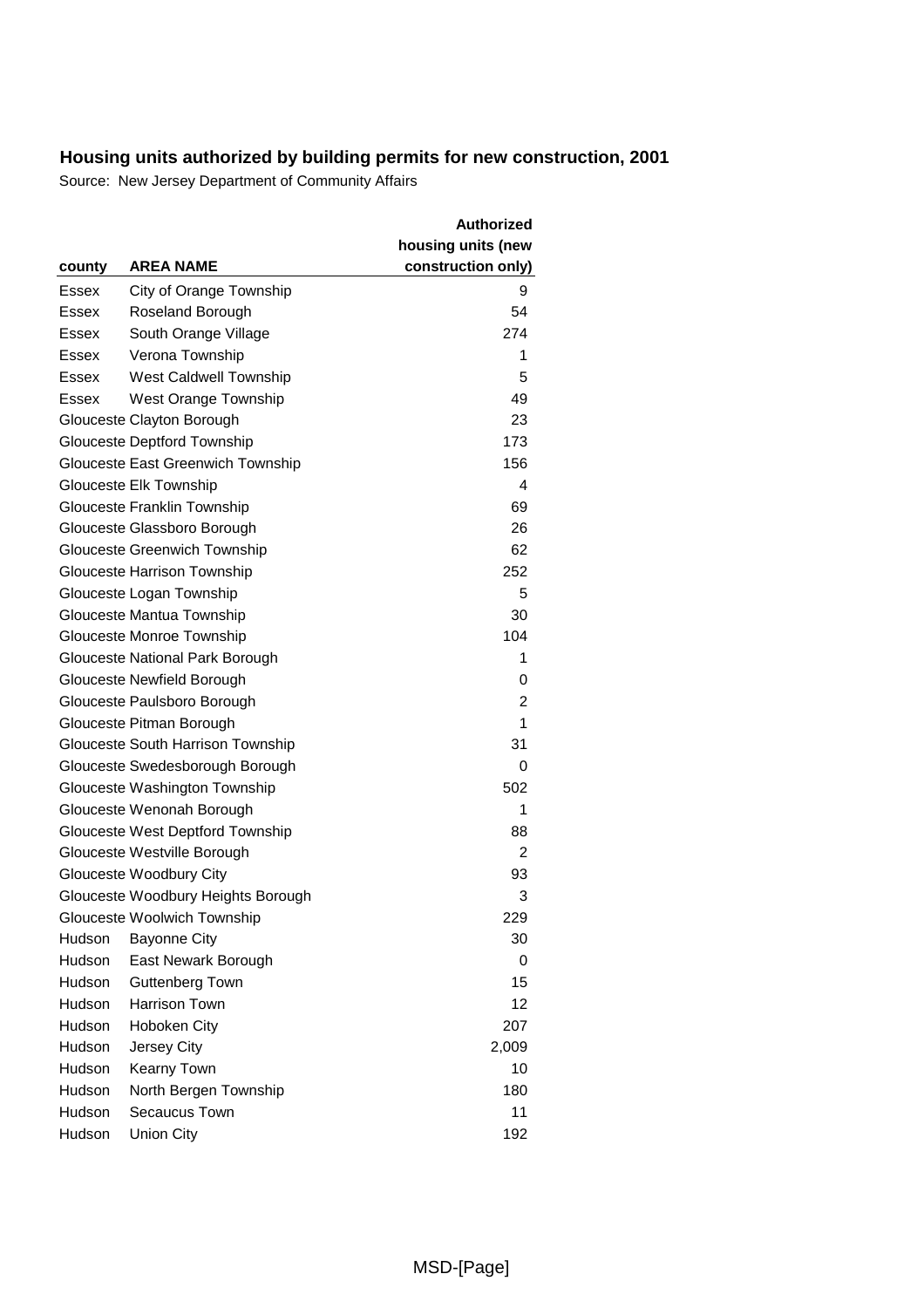**Housing units authorized by building permits for new construction, 2001**

Source: New Jersey Department of Community Affairs

| county | AREA NAME | Authorized housing units (new construction only) |
|---|---|---|
| Essex | City of Orange Township | 9 |
| Essex | Roseland Borough | 54 |
| Essex | South Orange Village | 274 |
| Essex | Verona Township | 1 |
| Essex | West Caldwell Township | 5 |
| Essex | West Orange Township | 49 |
| Glouceste | Clayton Borough | 23 |
| Glouceste | Deptford Township | 173 |
| Glouceste | East Greenwich Township | 156 |
| Glouceste | Elk Township | 4 |
| Glouceste | Franklin Township | 69 |
| Glouceste | Glassboro Borough | 26 |
| Glouceste | Greenwich Township | 62 |
| Glouceste | Harrison Township | 252 |
| Glouceste | Logan Township | 5 |
| Glouceste | Mantua Township | 30 |
| Glouceste | Monroe Township | 104 |
| Glouceste | National Park Borough | 1 |
| Glouceste | Newfield Borough | 0 |
| Glouceste | Paulsboro Borough | 2 |
| Glouceste | Pitman Borough | 1 |
| Glouceste | South Harrison Township | 31 |
| Glouceste | Swedesborough Borough | 0 |
| Glouceste | Washington Township | 502 |
| Glouceste | Wenonah Borough | 1 |
| Glouceste | West Deptford Township | 88 |
| Glouceste | Westville Borough | 2 |
| Glouceste | Woodbury City | 93 |
| Glouceste | Woodbury Heights Borough | 3 |
| Glouceste | Woolwich Township | 229 |
| Hudson | Bayonne City | 30 |
| Hudson | East Newark Borough | 0 |
| Hudson | Guttenberg Town | 15 |
| Hudson | Harrison Town | 12 |
| Hudson | Hoboken City | 207 |
| Hudson | Jersey City | 2,009 |
| Hudson | Kearny Town | 10 |
| Hudson | North Bergen Township | 180 |
| Hudson | Secaucus Town | 11 |
| Hudson | Union City | 192 |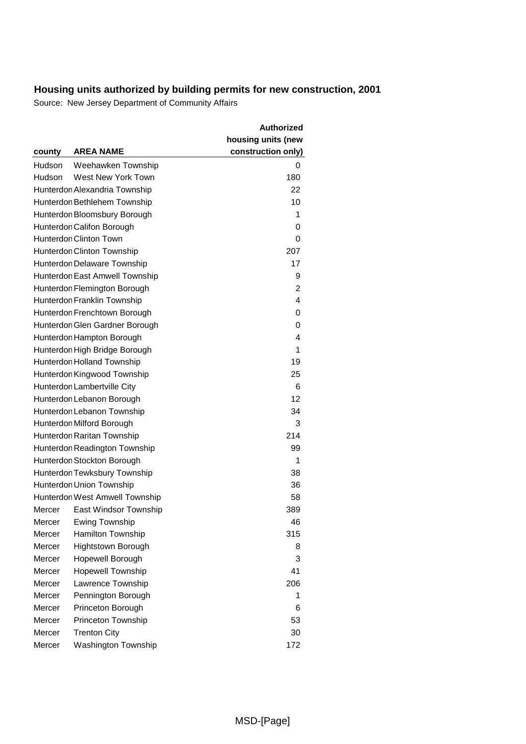## Housing units authorized by building permits for new construction, 2001

Source: New Jersey Department of Community Affairs

| county | AREA NAME | Authorized housing units (new construction only) |
|---|---|---|
| Hudson | Weehawken Township | 0 |
| Hudson | West New York Town | 180 |
| Hunterdon | Alexandria Township | 22 |
| Hunterdon | Bethlehem Township | 10 |
| Hunterdon | Bloomsbury Borough | 1 |
| Hunterdon | Califon Borough | 0 |
| Hunterdon | Clinton Town | 0 |
| Hunterdon | Clinton Township | 207 |
| Hunterdon | Delaware Township | 17 |
| Hunterdon | East Amwell Township | 9 |
| Hunterdon | Flemington Borough | 2 |
| Hunterdon | Franklin Township | 4 |
| Hunterdon | Frenchtown Borough | 0 |
| Hunterdon | Glen Gardner Borough | 0 |
| Hunterdon | Hampton Borough | 4 |
| Hunterdon | High Bridge Borough | 1 |
| Hunterdon | Holland Township | 19 |
| Hunterdon | Kingwood Township | 25 |
| Hunterdon | Lambertville City | 6 |
| Hunterdon | Lebanon Borough | 12 |
| Hunterdon | Lebanon Township | 34 |
| Hunterdon | Milford Borough | 3 |
| Hunterdon | Raritan Township | 214 |
| Hunterdon | Readington Township | 99 |
| Hunterdon | Stockton Borough | 1 |
| Hunterdon | Tewksbury Township | 38 |
| Hunterdon | Union Township | 36 |
| Hunterdon | West Amwell Township | 58 |
| Mercer | East Windsor Township | 389 |
| Mercer | Ewing Township | 46 |
| Mercer | Hamilton Township | 315 |
| Mercer | Hightstown Borough | 8 |
| Mercer | Hopewell Borough | 3 |
| Mercer | Hopewell Township | 41 |
| Mercer | Lawrence Township | 206 |
| Mercer | Pennington Borough | 1 |
| Mercer | Princeton Borough | 6 |
| Mercer | Princeton Township | 53 |
| Mercer | Trenton City | 30 |
| Mercer | Washington Township | 172 |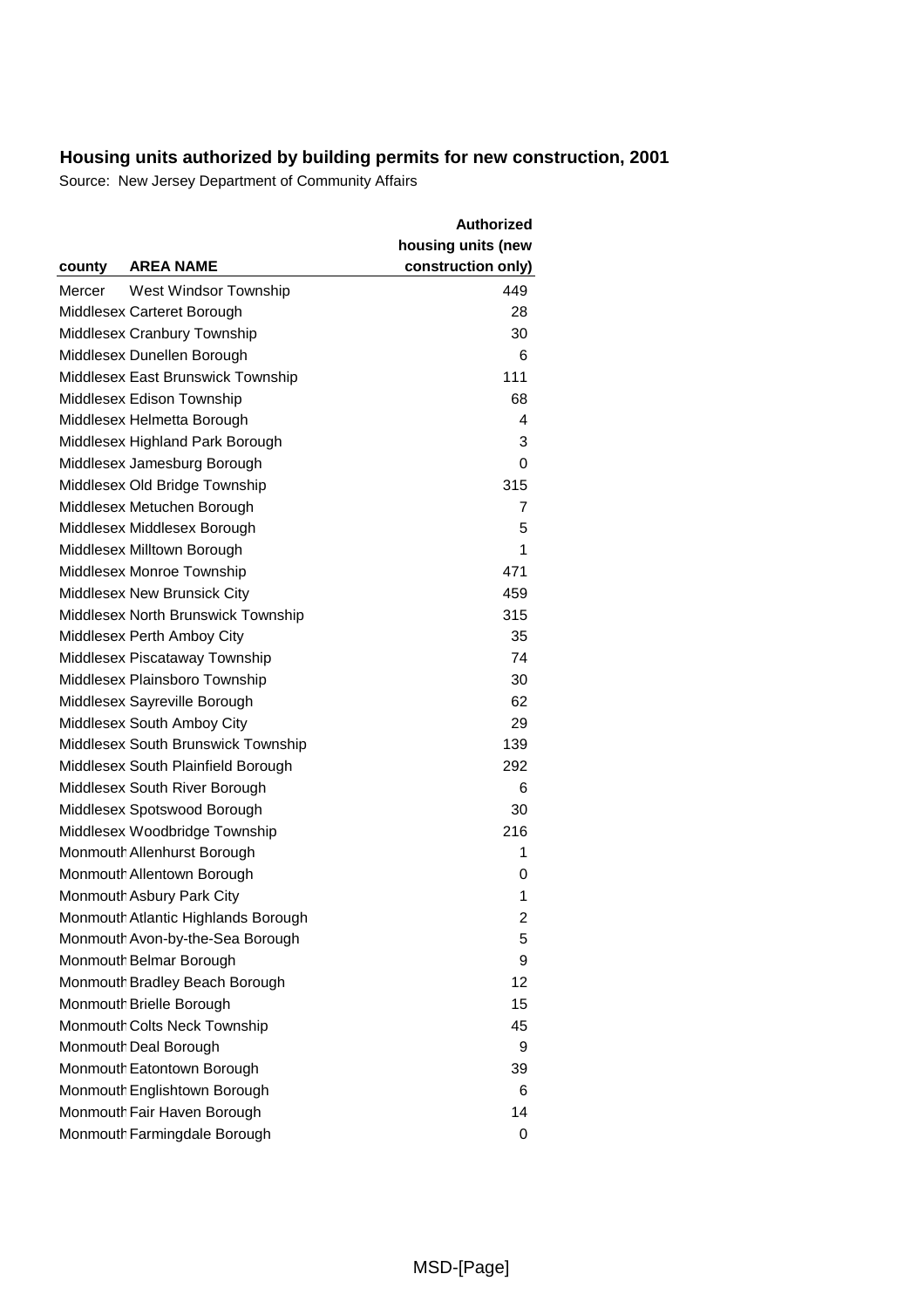## Housing units authorized by building permits for new construction, 2001

Source: New Jersey Department of Community Affairs

| county | AREA NAME | Authorized housing units (new construction only) |
|---|---|---|
| Mercer | West Windsor Township | 449 |
| Middlesex | Carteret Borough | 28 |
| Middlesex | Cranbury Township | 30 |
| Middlesex | Dunellen Borough | 6 |
| Middlesex | East Brunswick Township | 111 |
| Middlesex | Edison Township | 68 |
| Middlesex | Helmetta Borough | 4 |
| Middlesex | Highland Park Borough | 3 |
| Middlesex | Jamesburg Borough | 0 |
| Middlesex | Old Bridge Township | 315 |
| Middlesex | Metuchen Borough | 7 |
| Middlesex | Middlesex Borough | 5 |
| Middlesex | Milltown Borough | 1 |
| Middlesex | Monroe Township | 471 |
| Middlesex | New Brunsick City | 459 |
| Middlesex | North Brunswick Township | 315 |
| Middlesex | Perth Amboy City | 35 |
| Middlesex | Piscataway Township | 74 |
| Middlesex | Plainsboro Township | 30 |
| Middlesex | Sayreville Borough | 62 |
| Middlesex | South Amboy City | 29 |
| Middlesex | South Brunswick Township | 139 |
| Middlesex | South Plainfield Borough | 292 |
| Middlesex | South River Borough | 6 |
| Middlesex | Spotswood Borough | 30 |
| Middlesex | Woodbridge Township | 216 |
| Monmouth | Allenhurst Borough | 1 |
| Monmouth | Allentown Borough | 0 |
| Monmouth | Asbury Park City | 1 |
| Monmouth | Atlantic Highlands Borough | 2 |
| Monmouth | Avon-by-the-Sea Borough | 5 |
| Monmouth | Belmar Borough | 9 |
| Monmouth | Bradley Beach Borough | 12 |
| Monmouth | Brielle Borough | 15 |
| Monmouth | Colts Neck Township | 45 |
| Monmouth | Deal Borough | 9 |
| Monmouth | Eatontown Borough | 39 |
| Monmouth | Englishtown Borough | 6 |
| Monmouth | Fair Haven Borough | 14 |
| Monmouth | Farmingdale Borough | 0 |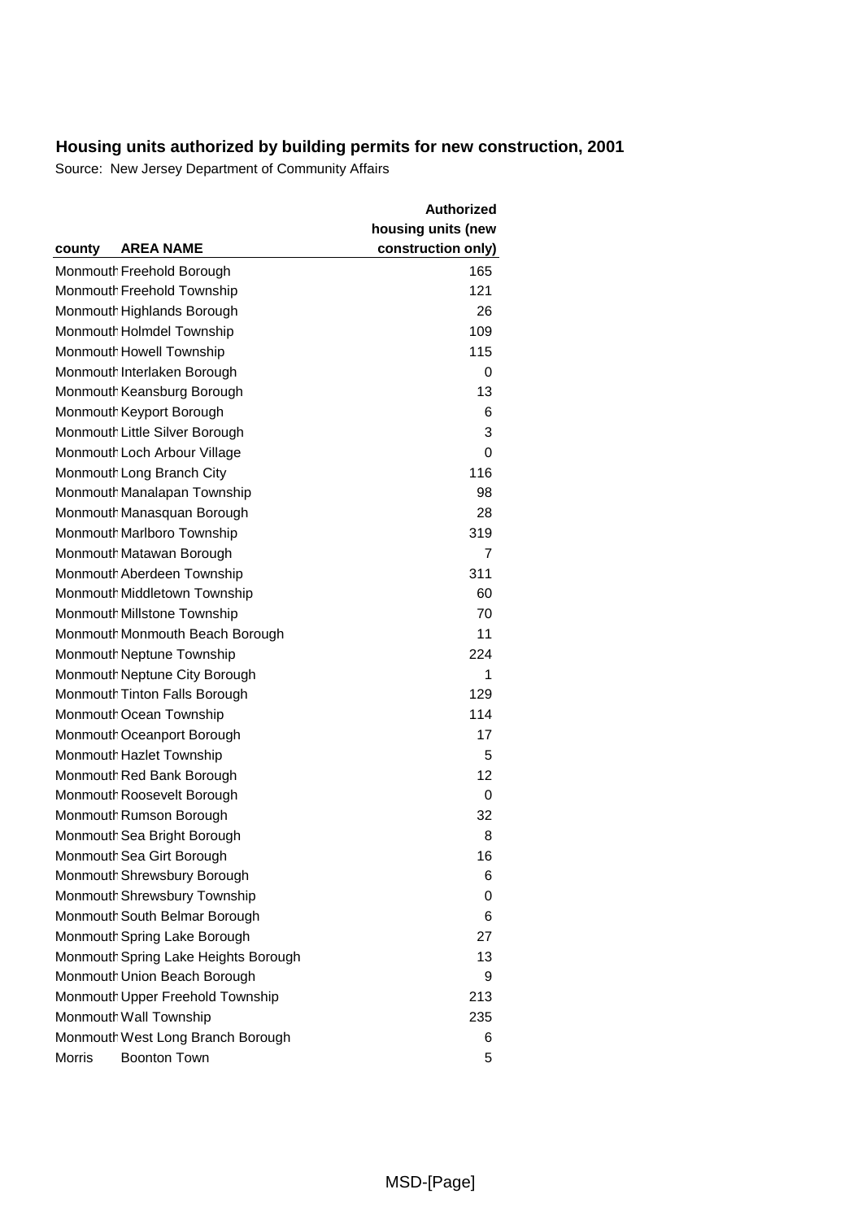## Housing units authorized by building permits for new construction, 2001

Source: New Jersey Department of Community Affairs

| county | AREA NAME | Authorized housing units (new construction only) |
|---|---|---|
| Monmouth | Freehold Borough | 165 |
| Monmouth | Freehold Township | 121 |
| Monmouth | Highlands Borough | 26 |
| Monmouth | Holmdel Township | 109 |
| Monmouth | Howell Township | 115 |
| Monmouth | Interlaken Borough | 0 |
| Monmouth | Keansburg Borough | 13 |
| Monmouth | Keyport Borough | 6 |
| Monmouth | Little Silver Borough | 3 |
| Monmouth | Loch Arbour Village | 0 |
| Monmouth | Long Branch City | 116 |
| Monmouth | Manalapan Township | 98 |
| Monmouth | Manasquan Borough | 28 |
| Monmouth | Marlboro Township | 319 |
| Monmouth | Matawan Borough | 7 |
| Monmouth | Aberdeen Township | 311 |
| Monmouth | Middletown Township | 60 |
| Monmouth | Millstone Township | 70 |
| Monmouth | Monmouth Beach Borough | 11 |
| Monmouth | Neptune Township | 224 |
| Monmouth | Neptune City Borough | 1 |
| Monmouth | Tinton Falls Borough | 129 |
| Monmouth | Ocean Township | 114 |
| Monmouth | Oceanport Borough | 17 |
| Monmouth | Hazlet Township | 5 |
| Monmouth | Red Bank Borough | 12 |
| Monmouth | Roosevelt Borough | 0 |
| Monmouth | Rumson Borough | 32 |
| Monmouth | Sea Bright Borough | 8 |
| Monmouth | Sea Girt Borough | 16 |
| Monmouth | Shrewsbury Borough | 6 |
| Monmouth | Shrewsbury Township | 0 |
| Monmouth | South Belmar Borough | 6 |
| Monmouth | Spring Lake Borough | 27 |
| Monmouth | Spring Lake Heights Borough | 13 |
| Monmouth | Union Beach Borough | 9 |
| Monmouth | Upper Freehold Township | 213 |
| Monmouth | Wall Township | 235 |
| Monmouth | West Long Branch Borough | 6 |
| Morris | Boonton Town | 5 |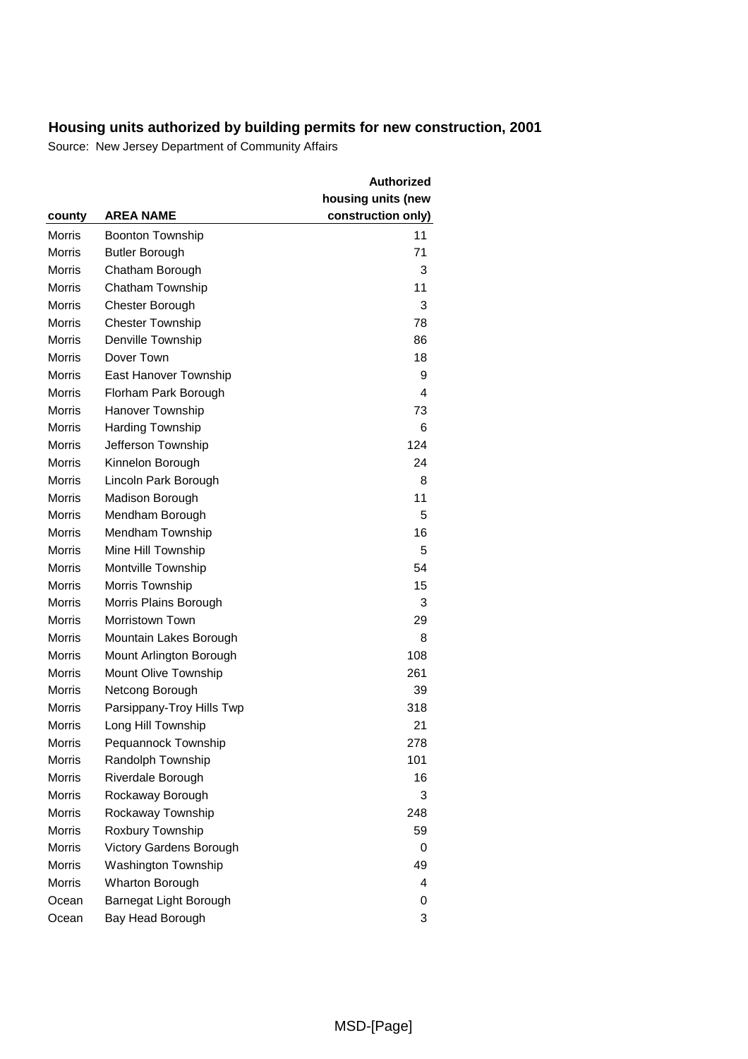## Housing units authorized by building permits for new construction, 2001

Source: New Jersey Department of Community Affairs

| county | AREA NAME | Authorized housing units (new construction only) |
|---|---|---|
| Morris | Boonton Township | 11 |
| Morris | Butler Borough | 71 |
| Morris | Chatham Borough | 3 |
| Morris | Chatham Township | 11 |
| Morris | Chester Borough | 3 |
| Morris | Chester Township | 78 |
| Morris | Denville Township | 86 |
| Morris | Dover Town | 18 |
| Morris | East Hanover Township | 9 |
| Morris | Florham Park Borough | 4 |
| Morris | Hanover Township | 73 |
| Morris | Harding Township | 6 |
| Morris | Jefferson Township | 124 |
| Morris | Kinnelon Borough | 24 |
| Morris | Lincoln Park Borough | 8 |
| Morris | Madison Borough | 11 |
| Morris | Mendham Borough | 5 |
| Morris | Mendham Township | 16 |
| Morris | Mine Hill Township | 5 |
| Morris | Montville Township | 54 |
| Morris | Morris Township | 15 |
| Morris | Morris Plains Borough | 3 |
| Morris | Morristown Town | 29 |
| Morris | Mountain Lakes Borough | 8 |
| Morris | Mount Arlington Borough | 108 |
| Morris | Mount Olive Township | 261 |
| Morris | Netcong Borough | 39 |
| Morris | Parsippany-Troy Hills Twp | 318 |
| Morris | Long Hill Township | 21 |
| Morris | Pequannock Township | 278 |
| Morris | Randolph Township | 101 |
| Morris | Riverdale Borough | 16 |
| Morris | Rockaway Borough | 3 |
| Morris | Rockaway Township | 248 |
| Morris | Roxbury Township | 59 |
| Morris | Victory Gardens Borough | 0 |
| Morris | Washington Township | 49 |
| Morris | Wharton Borough | 4 |
| Ocean | Barnegat Light Borough | 0 |
| Ocean | Bay Head Borough | 3 |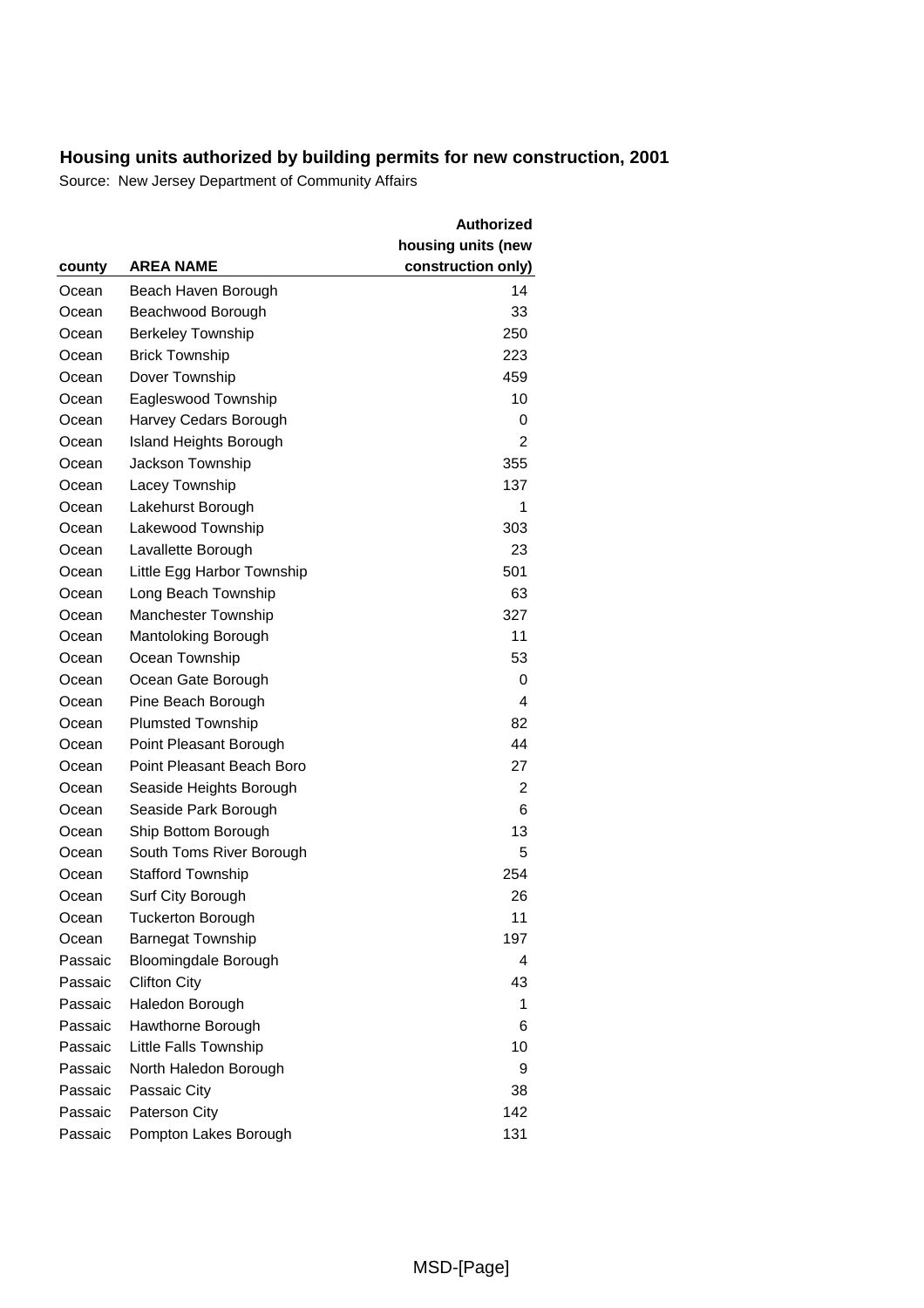## Housing units authorized by building permits for new construction, 2001

Source: New Jersey Department of Community Affairs

| county | AREA NAME | Authorized housing units (new construction only) |
|---|---|---|
| Ocean | Beach Haven Borough | 14 |
| Ocean | Beachwood Borough | 33 |
| Ocean | Berkeley Township | 250 |
| Ocean | Brick Township | 223 |
| Ocean | Dover Township | 459 |
| Ocean | Eagleswood Township | 10 |
| Ocean | Harvey Cedars Borough | 0 |
| Ocean | Island Heights Borough | 2 |
| Ocean | Jackson Township | 355 |
| Ocean | Lacey Township | 137 |
| Ocean | Lakehurst Borough | 1 |
| Ocean | Lakewood Township | 303 |
| Ocean | Lavallette Borough | 23 |
| Ocean | Little Egg Harbor Township | 501 |
| Ocean | Long Beach Township | 63 |
| Ocean | Manchester Township | 327 |
| Ocean | Mantoloking Borough | 11 |
| Ocean | Ocean Township | 53 |
| Ocean | Ocean Gate Borough | 0 |
| Ocean | Pine Beach Borough | 4 |
| Ocean | Plumsted Township | 82 |
| Ocean | Point Pleasant Borough | 44 |
| Ocean | Point Pleasant Beach Boro | 27 |
| Ocean | Seaside Heights Borough | 2 |
| Ocean | Seaside Park Borough | 6 |
| Ocean | Ship Bottom Borough | 13 |
| Ocean | South Toms River Borough | 5 |
| Ocean | Stafford Township | 254 |
| Ocean | Surf City Borough | 26 |
| Ocean | Tuckerton Borough | 11 |
| Ocean | Barnegat Township | 197 |
| Passaic | Bloomingdale Borough | 4 |
| Passaic | Clifton City | 43 |
| Passaic | Haledon Borough | 1 |
| Passaic | Hawthorne Borough | 6 |
| Passaic | Little Falls Township | 10 |
| Passaic | North Haledon Borough | 9 |
| Passaic | Passaic City | 38 |
| Passaic | Paterson City | 142 |
| Passaic | Pompton Lakes Borough | 131 |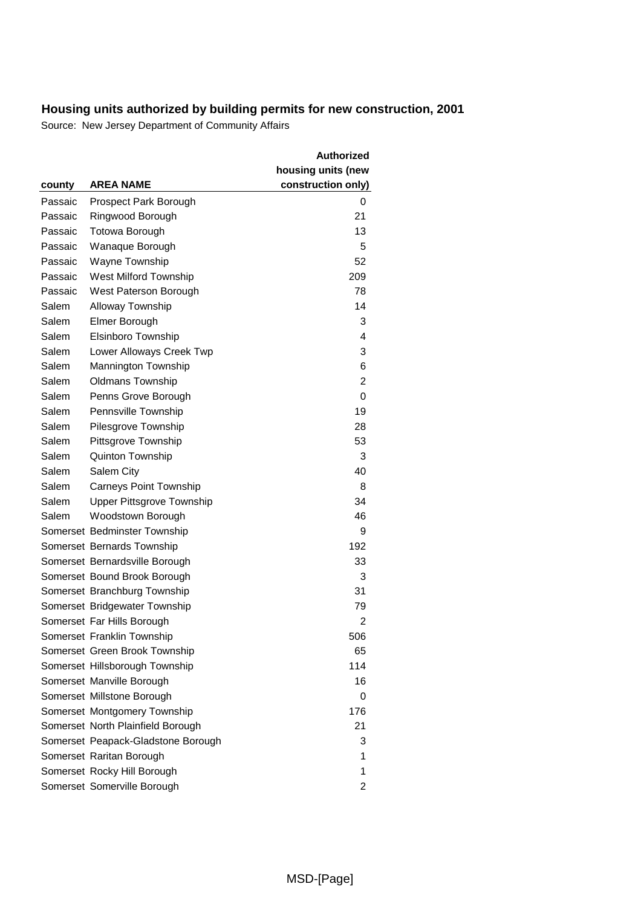## Housing units authorized by building permits for new construction, 2001

Source: New Jersey Department of Community Affairs

| county | AREA NAME | Authorized housing units (new construction only) |
|---|---|---|
| Passaic | Prospect Park Borough | 0 |
| Passaic | Ringwood Borough | 21 |
| Passaic | Totowa Borough | 13 |
| Passaic | Wanaque Borough | 5 |
| Passaic | Wayne Township | 52 |
| Passaic | West Milford Township | 209 |
| Passaic | West Paterson Borough | 78 |
| Salem | Alloway Township | 14 |
| Salem | Elmer Borough | 3 |
| Salem | Elsinboro Township | 4 |
| Salem | Lower Alloways Creek Twp | 3 |
| Salem | Mannington Township | 6 |
| Salem | Oldmans Township | 2 |
| Salem | Penns Grove Borough | 0 |
| Salem | Pennsville Township | 19 |
| Salem | Pilesgrove Township | 28 |
| Salem | Pittsgrove Township | 53 |
| Salem | Quinton Township | 3 |
| Salem | Salem City | 40 |
| Salem | Carneys Point Township | 8 |
| Salem | Upper Pittsgrove Township | 34 |
| Salem | Woodstown Borough | 46 |
| Somerset | Bedminster Township | 9 |
| Somerset | Bernards Township | 192 |
| Somerset | Bernardsville Borough | 33 |
| Somerset | Bound Brook Borough | 3 |
| Somerset | Branchburg Township | 31 |
| Somerset | Bridgewater Township | 79 |
| Somerset | Far Hills Borough | 2 |
| Somerset | Franklin Township | 506 |
| Somerset | Green Brook Township | 65 |
| Somerset | Hillsborough Township | 114 |
| Somerset | Manville Borough | 16 |
| Somerset | Millstone Borough | 0 |
| Somerset | Montgomery Township | 176 |
| Somerset | North Plainfield Borough | 21 |
| Somerset | Peapack-Gladstone Borough | 3 |
| Somerset | Raritan Borough | 1 |
| Somerset | Rocky Hill Borough | 1 |
| Somerset | Somerville Borough | 2 |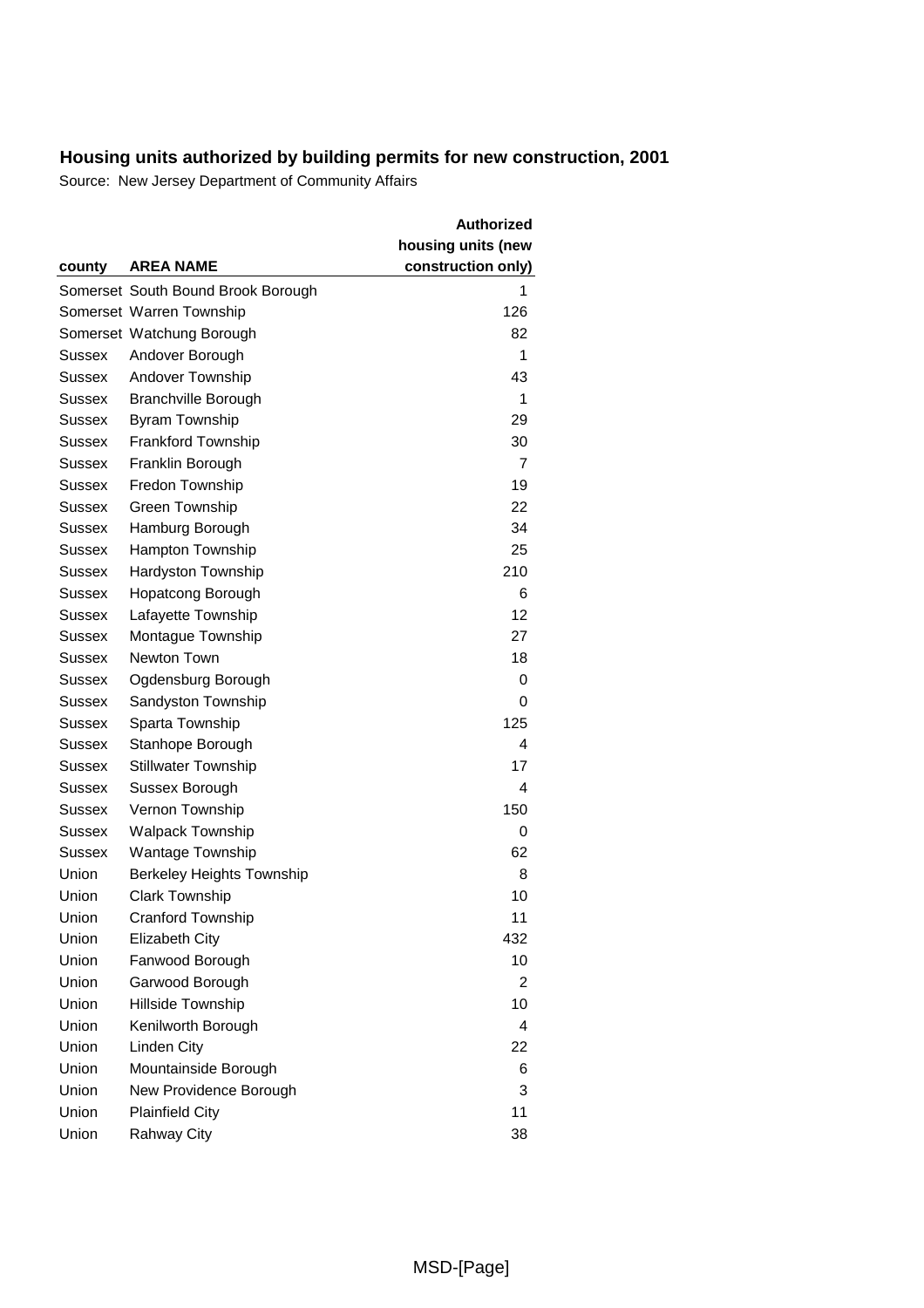## Housing units authorized by building permits for new construction, 2001

Source: New Jersey Department of Community Affairs

| county | AREA NAME | Authorized housing units (new construction only) |
|---|---|---|
| Somerset | South Bound Brook Borough | 1 |
| Somerset | Warren Township | 126 |
| Somerset | Watchung Borough | 82 |
| Sussex | Andover Borough | 1 |
| Sussex | Andover Township | 43 |
| Sussex | Branchville Borough | 1 |
| Sussex | Byram Township | 29 |
| Sussex | Frankford Township | 30 |
| Sussex | Franklin Borough | 7 |
| Sussex | Fredon Township | 19 |
| Sussex | Green Township | 22 |
| Sussex | Hamburg Borough | 34 |
| Sussex | Hampton Township | 25 |
| Sussex | Hardyston Township | 210 |
| Sussex | Hopatcong Borough | 6 |
| Sussex | Lafayette Township | 12 |
| Sussex | Montague Township | 27 |
| Sussex | Newton Town | 18 |
| Sussex | Ogdensburg Borough | 0 |
| Sussex | Sandyston Township | 0 |
| Sussex | Sparta Township | 125 |
| Sussex | Stanhope Borough | 4 |
| Sussex | Stillwater Township | 17 |
| Sussex | Sussex Borough | 4 |
| Sussex | Vernon Township | 150 |
| Sussex | Walpack Township | 0 |
| Sussex | Wantage Township | 62 |
| Union | Berkeley Heights Township | 8 |
| Union | Clark Township | 10 |
| Union | Cranford Township | 11 |
| Union | Elizabeth City | 432 |
| Union | Fanwood Borough | 10 |
| Union | Garwood Borough | 2 |
| Union | Hillside Township | 10 |
| Union | Kenilworth Borough | 4 |
| Union | Linden City | 22 |
| Union | Mountainside Borough | 6 |
| Union | New Providence Borough | 3 |
| Union | Plainfield City | 11 |
| Union | Rahway City | 38 |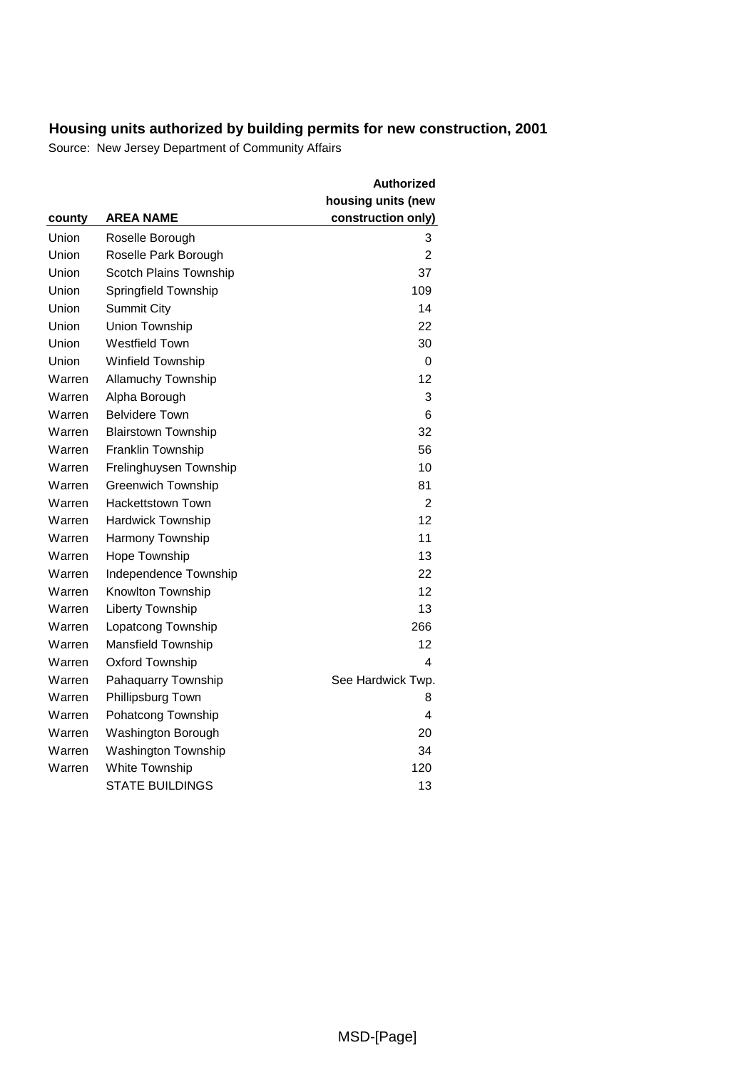**Housing units authorized by building permits for new construction, 2001**

Source: New Jersey Department of Community Affairs

| county | AREA NAME | Authorized housing units (new construction only) |
|---|---|---|
| Union | Roselle Borough | 3 |
| Union | Roselle Park Borough | 2 |
| Union | Scotch Plains Township | 37 |
| Union | Springfield Township | 109 |
| Union | Summit City | 14 |
| Union | Union Township | 22 |
| Union | Westfield Town | 30 |
| Union | Winfield Township | 0 |
| Warren | Allamuchy Township | 12 |
| Warren | Alpha Borough | 3 |
| Warren | Belvidere Town | 6 |
| Warren | Blairstown Township | 32 |
| Warren | Franklin Township | 56 |
| Warren | Frelinghuysen Township | 10 |
| Warren | Greenwich Township | 81 |
| Warren | Hackettstown Town | 2 |
| Warren | Hardwick Township | 12 |
| Warren | Harmony Township | 11 |
| Warren | Hope Township | 13 |
| Warren | Independence Township | 22 |
| Warren | Knowlton Township | 12 |
| Warren | Liberty Township | 13 |
| Warren | Lopatcong Township | 266 |
| Warren | Mansfield Township | 12 |
| Warren | Oxford Township | 4 |
| Warren | Pahaquarry Township | See Hardwick Twp. |
| Warren | Phillipsburg Town | 8 |
| Warren | Pohatcong Township | 4 |
| Warren | Washington Borough | 20 |
| Warren | Washington Township | 34 |
| Warren | White Township | 120 |
| | STATE BUILDINGS | 13 |